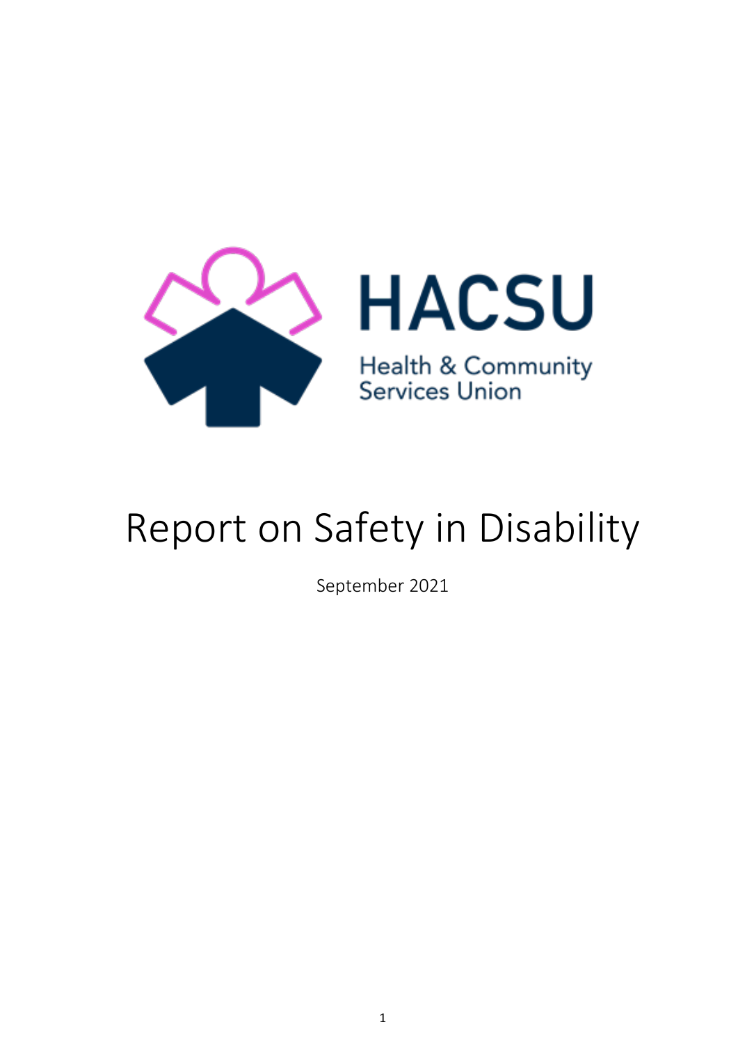HACSU

Health & Community Services Union

# Report on Safety in Disability

September 2021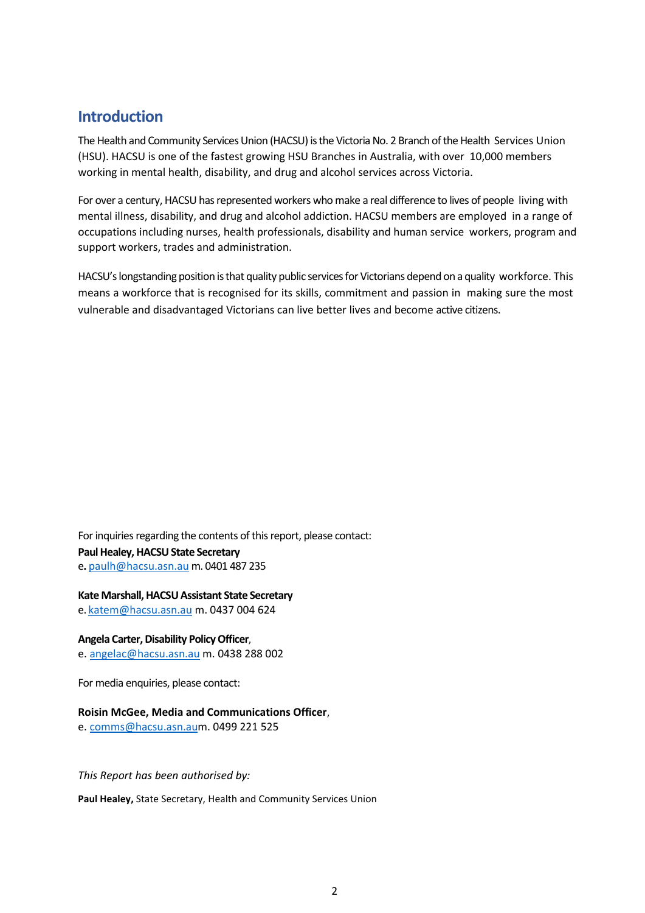## Introduction

The Health and Community Services Union (HACSU) is the Victoria No. 2 Branch of the Health Services Union (HSU). HACSU is one of the fastest growing HSU Branches in Australia, with over 10,000 members working in mental health, disability, and drug and alcohol services across Victoria.

For over a century, HACSU has represented workers who make a real difference to lives of people living with mental illness, disability, and drug and alcohol addiction. HACSU members are employed in a range of occupations including nurses, health professionals, disability and human service workers, program and support workers, trades and administration.

HACSU's longstanding position is that quality public services for Victorians depend on a quality workforce. This means a workforce that is recognised for its skills, commitment and passion in making sure the most vulnerable and disadvantaged Victorians can live better lives and become active citizens.

For inquiries regarding the contents of this report, please contact:

**Paul Healey, HACSU State Secretary**
e. paulh@hacsu.asn.au m. 0401 487 235

**Kate Marshall, HACSU Assistant State Secretary**
e. katem@hacsu.asn.au m. 0437 004 624

**Angela Carter, Disability Policy Officer**,
e. angelac@hacsu.asn.au m. 0438 288 002

For media enquiries, please contact:

**Roisin McGee, Media and Communications Officer**,
e. comms@hacsu.asn.au m. 0499 221 525

*This Report has been authorised by:*

**Paul Healey,** State Secretary, Health and Community Services Union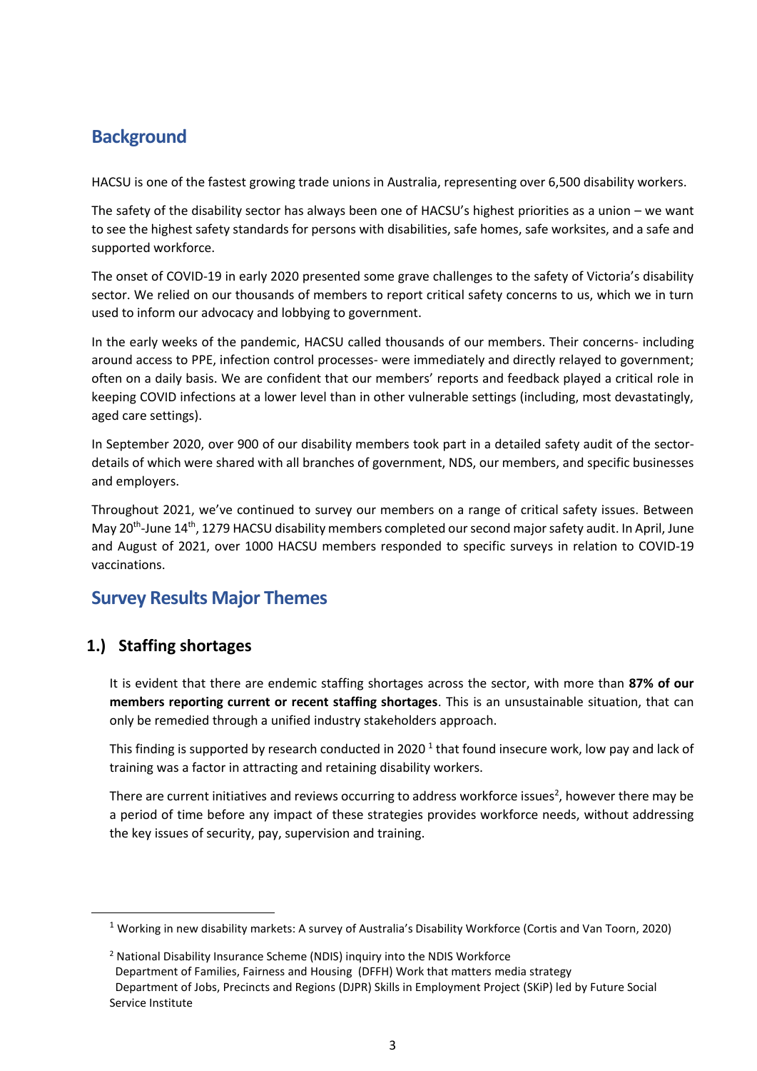## Background

HACSU is one of the fastest growing trade unions in Australia, representing over 6,500 disability workers.

The safety of the disability sector has always been one of HACSU's highest priorities as a union – we want to see the highest safety standards for persons with disabilities, safe homes, safe worksites, and a safe and supported workforce.

The onset of COVID-19 in early 2020 presented some grave challenges to the safety of Victoria's disability sector. We relied on our thousands of members to report critical safety concerns to us, which we in turn used to inform our advocacy and lobbying to government.

In the early weeks of the pandemic, HACSU called thousands of our members. Their concerns- including around access to PPE, infection control processes- were immediately and directly relayed to government; often on a daily basis. We are confident that our members' reports and feedback played a critical role in keeping COVID infections at a lower level than in other vulnerable settings (including, most devastatingly, aged care settings).

In September 2020, over 900 of our disability members took part in a detailed safety audit of the sector- details of which were shared with all branches of government, NDS, our members, and specific businesses and employers.

Throughout 2021, we've continued to survey our members on a range of critical safety issues. Between May 20th-June 14th, 1279 HACSU disability members completed our second major safety audit. In April, June and August of 2021, over 1000 HACSU members responded to specific surveys in relation to COVID-19 vaccinations.

## Survey Results Major Themes

### 1.) Staffing shortages

It is evident that there are endemic staffing shortages across the sector, with more than **87% of our members reporting current or recent staffing shortages**. This is an unsustainable situation, that can only be remedied through a unified industry stakeholders approach.

This finding is supported by research conducted in 2020 [1] that found insecure work, low pay and lack of training was a factor in attracting and retaining disability workers.

There are current initiatives and reviews occurring to address workforce issues[2], however there may be a period of time before any impact of these strategies provides workforce needs, without addressing the key issues of security, pay, supervision and training.

[1] Working in new disability markets: A survey of Australia's Disability Workforce (Cortis and Van Toorn, 2020)

[2] National Disability Insurance Scheme (NDIS) inquiry into the NDIS Workforce
Department of Families, Fairness and Housing (DFFH) Work that matters media strategy
Department of Jobs, Precincts and Regions (DJPR) Skills in Employment Project (SKiP) led by Future Social Service Institute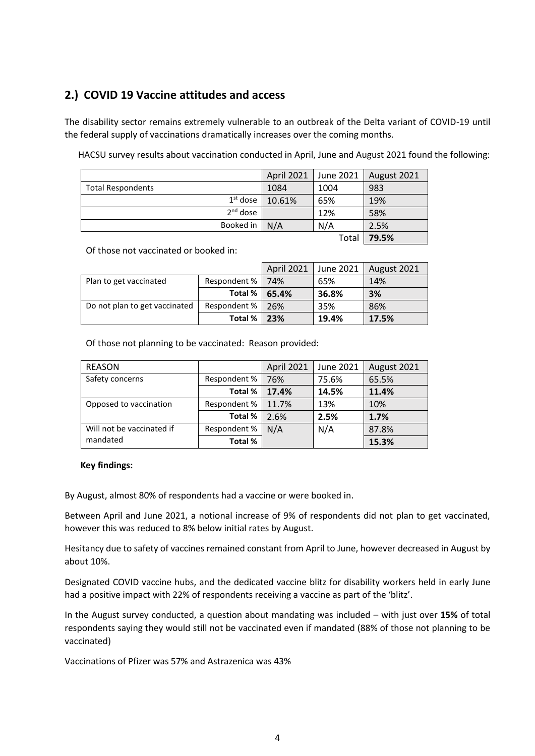## 2.) COVID 19 Vaccine attitudes and access

The disability sector remains extremely vulnerable to an outbreak of the Delta variant of COVID-19 until the federal supply of vaccinations dramatically increases over the coming months.

HACSU survey results about vaccination conducted in April, June and August 2021 found the following:

| | April 2021 | June 2021 | August 2021 |
|---|---|---|---|
| Total Respondents | 1084 | 1004 | 983 |
| 1st dose | 10.61% | 65% | 19% |
| 2nd dose | | 12% | 58% |
| Booked in | N/A | N/A | 2.5% |
| | | Total | **79.5%** |

Of those not vaccinated or booked in:

| | | April 2021 | June 2021 | August 2021 |
|---|---|---|---|---|
| Plan to get vaccinated | Respondent % | 74% | 65% | 14% |
| | **Total %** | **65.4%** | **36.8%** | **3%** |
| Do not plan to get vaccinated | Respondent % | 26% | 35% | 86% |
| | **Total %** | **23%** | **19.4%** | **17.5%** |

Of those not planning to be vaccinated: Reason provided:

| REASON | | April 2021 | June 2021 | August 2021 |
|---|---|---|---|---|
| Safety concerns | Respondent % | 76% | 75.6% | 65.5% |
| | **Total %** | **17.4%** | **14.5%** | **11.4%** |
| Opposed to vaccination | Respondent % | 11.7% | 13% | 10% |
| | **Total %** | 2.6% | **2.5%** | **1.7%** |
| Will not be vaccinated if mandated | Respondent % | N/A | N/A | 87.8% |
| | **Total %** | | | **15.3%** |

**Key findings:**

By August, almost 80% of respondents had a vaccine or were booked in.

Between April and June 2021, a notional increase of 9% of respondents did not plan to get vaccinated, however this was reduced to 8% below initial rates by August.

Hesitancy due to safety of vaccines remained constant from April to June, however decreased in August by about 10%.

Designated COVID vaccine hubs, and the dedicated vaccine blitz for disability workers held in early June had a positive impact with 22% of respondents receiving a vaccine as part of the 'blitz'.

In the August survey conducted, a question about mandating was included – with just over **15%** of total respondents saying they would still not be vaccinated even if mandated (88% of those not planning to be vaccinated)

Vaccinations of Pfizer was 57% and Astrazenica was 43%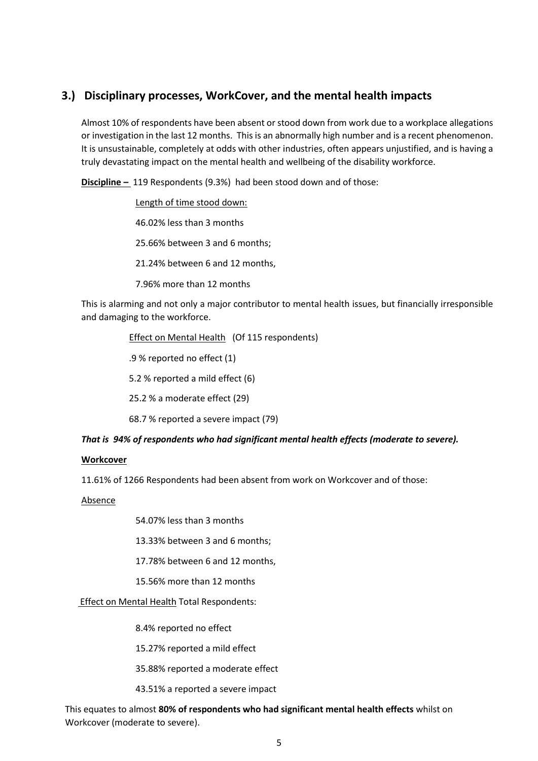## 3.) Disciplinary processes, WorkCover, and the mental health impacts

Almost 10% of respondents have been absent or stood down from work due to a workplace allegations or investigation in the last 12 months. This is an abnormally high number and is a recent phenomenon. It is unsustainable, completely at odds with other industries, often appears unjustified, and is having a truly devastating impact on the mental health and wellbeing of the disability workforce.

**Discipline –** 119 Respondents (9.3%) had been stood down and of those:

Length of time stood down:

46.02% less than 3 months

25.66% between 3 and 6 months;

21.24% between 6 and 12 months,

7.96% more than 12 months

This is alarming and not only a major contributor to mental health issues, but financially irresponsible and damaging to the workforce.

Effect on Mental Health (Of 115 respondents)

.9 % reported no effect (1)

5.2 % reported a mild effect (6)

25.2 % a moderate effect (29)

68.7 % reported a severe impact (79)

***That is 94% of respondents who had significant mental health effects (moderate to severe).***

**Workcover**

11.61% of 1266 Respondents had been absent from work on Workcover and of those:

Absence

54.07% less than 3 months

13.33% between 3 and 6 months;

17.78% between 6 and 12 months,

15.56% more than 12 months

Effect on Mental Health Total Respondents:

8.4% reported no effect

15.27% reported a mild effect

35.88% reported a moderate effect

43.51% a reported a severe impact

This equates to almost **80% of respondents who had significant mental health effects** whilst on Workcover (moderate to severe).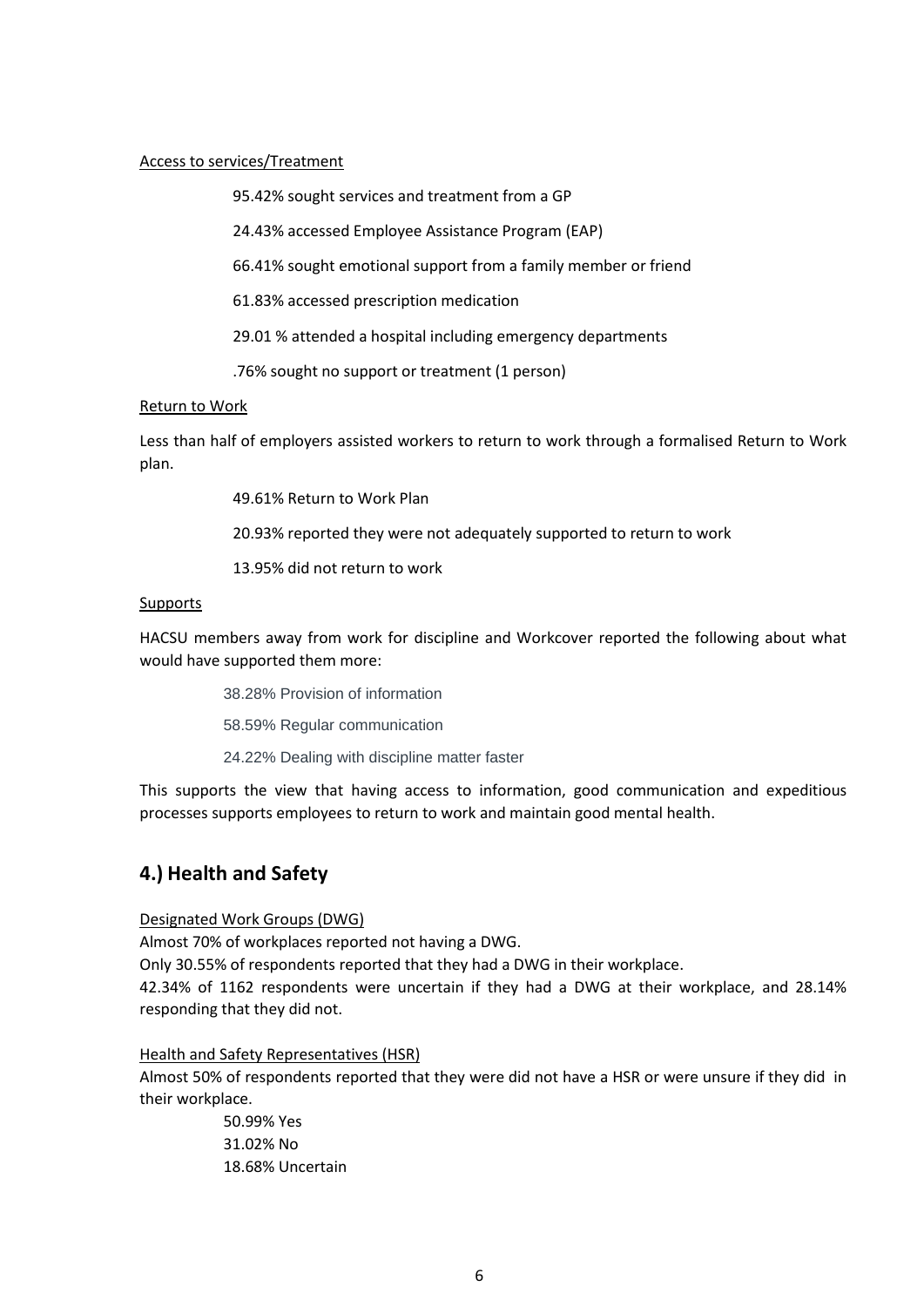Access to services/Treatment

95.42% sought services and treatment from a GP

24.43% accessed Employee Assistance Program (EAP)

66.41% sought emotional support from a family member or friend

61.83% accessed prescription medication

29.01 % attended a hospital including emergency departments

.76% sought no support or treatment (1 person)

Return to Work

Less than half of employers assisted workers to return to work through a formalised Return to Work plan.

49.61% Return to Work Plan

20.93% reported they were not adequately supported to return to work

13.95% did not return to work

Supports

HACSU members away from work for discipline and Workcover reported the following about what would have supported them more:

38.28% Provision of information

58.59% Regular communication

24.22% Dealing with discipline matter faster

This supports the view that having access to information, good communication and expeditious processes supports employees to return to work and maintain good mental health.

## 4.) Health and Safety

Designated Work Groups (DWG)

Almost 70% of workplaces reported not having a DWG.

Only 30.55% of respondents reported that they had a DWG in their workplace.

42.34% of 1162 respondents were uncertain if they had a DWG at their workplace, and 28.14% responding that they did not.

Health and Safety Representatives (HSR)

Almost 50% of respondents reported that they were did not have a HSR or were unsure if they did in their workplace.

50.99% Yes
31.02% No
18.68% Uncertain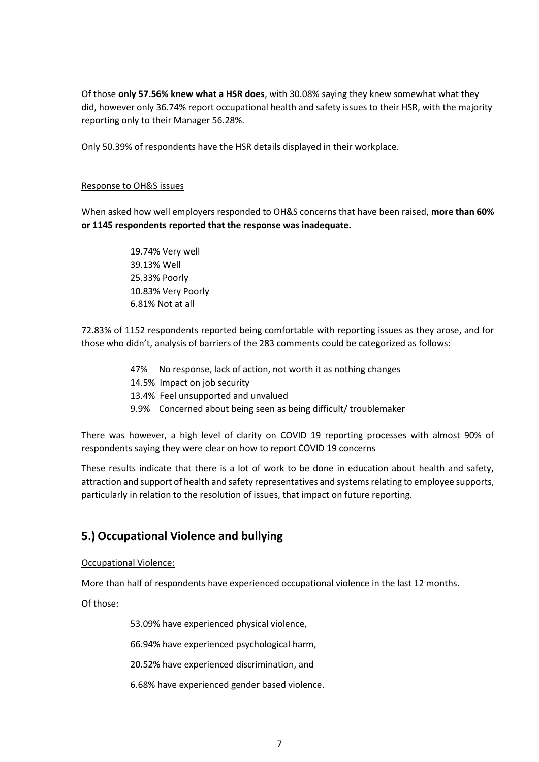Of those **only 57.56% knew what a HSR does**, with 30.08% saying they knew somewhat what they did, however only 36.74% report occupational health and safety issues to their HSR, with the majority reporting only to their Manager 56.28%.

Only 50.39% of respondents have the HSR details displayed in their workplace.

Response to OH&S issues

When asked how well employers responded to OH&S concerns that have been raised, **more than 60% or 1145 respondents reported that the response was inadequate.**

19.74% Very well  
39.13% Well  
25.33% Poorly  
10.83% Very Poorly  
6.81% Not at all

72.83% of 1152 respondents reported being comfortable with reporting issues as they arose, and for those who didn't, analysis of barriers of the 283 comments could be categorized as follows:

47% No response, lack of action, not worth it as nothing changes  
14.5% Impact on job security  
13.4% Feel unsupported and unvalued  
9.9% Concerned about being seen as being difficult/ troublemaker

There was however, a high level of clarity on COVID 19 reporting processes with almost 90% of respondents saying they were clear on how to report COVID 19 concerns

These results indicate that there is a lot of work to be done in education about health and safety, attraction and support of health and safety representatives and systems relating to employee supports, particularly in relation to the resolution of issues, that impact on future reporting.

## 5.) Occupational Violence and bullying

Occupational Violence:

More than half of respondents have experienced occupational violence in the last 12 months.

Of those:

53.09% have experienced physical violence,

66.94% have experienced psychological harm,

20.52% have experienced discrimination, and

6.68% have experienced gender based violence.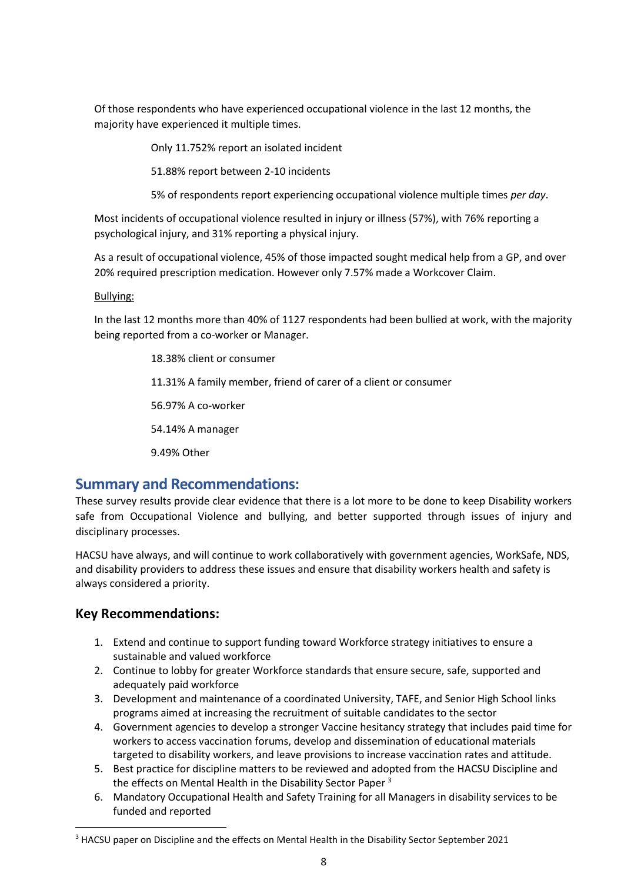Of those respondents who have experienced occupational violence in the last 12 months, the majority have experienced it multiple times.

Only 11.752% report an isolated incident

51.88% report between 2-10 incidents

5% of respondents report experiencing occupational violence multiple times *per day*.

Most incidents of occupational violence resulted in injury or illness (57%), with 76% reporting a psychological injury, and 31% reporting a physical injury.

As a result of occupational violence, 45% of those impacted sought medical help from a GP, and over 20% required prescription medication. However only 7.57% made a Workcover Claim.

Bullying:

In the last 12 months more than 40% of 1127 respondents had been bullied at work, with the majority being reported from a co-worker or Manager.

18.38% client or consumer

11.31% A family member, friend of carer of a client or consumer

56.97% A co-worker

54.14% A manager

9.49% Other

## Summary and Recommendations:

These survey results provide clear evidence that there is a lot more to be done to keep Disability workers safe from Occupational Violence and bullying, and better supported through issues of injury and disciplinary processes.

HACSU have always, and will continue to work collaboratively with government agencies, WorkSafe, NDS, and disability providers to address these issues and ensure that disability workers health and safety is always considered a priority.

### Key Recommendations:

1. Extend and continue to support funding toward Workforce strategy initiatives to ensure a sustainable and valued workforce
2. Continue to lobby for greater Workforce standards that ensure secure, safe, supported and adequately paid workforce
3. Development and maintenance of a coordinated University, TAFE, and Senior High School links programs aimed at increasing the recruitment of suitable candidates to the sector
4. Government agencies to develop a stronger Vaccine hesitancy strategy that includes paid time for workers to access vaccination forums, develop and dissemination of educational materials targeted to disability workers, and leave provisions to increase vaccination rates and attitude.
5. Best practice for discipline matters to be reviewed and adopted from the HACSU Discipline and the effects on Mental Health in the Disability Sector Paper [3]
6. Mandatory Occupational Health and Safety Training for all Managers in disability services to be funded and reported

[3] HACSU paper on Discipline and the effects on Mental Health in the Disability Sector September 2021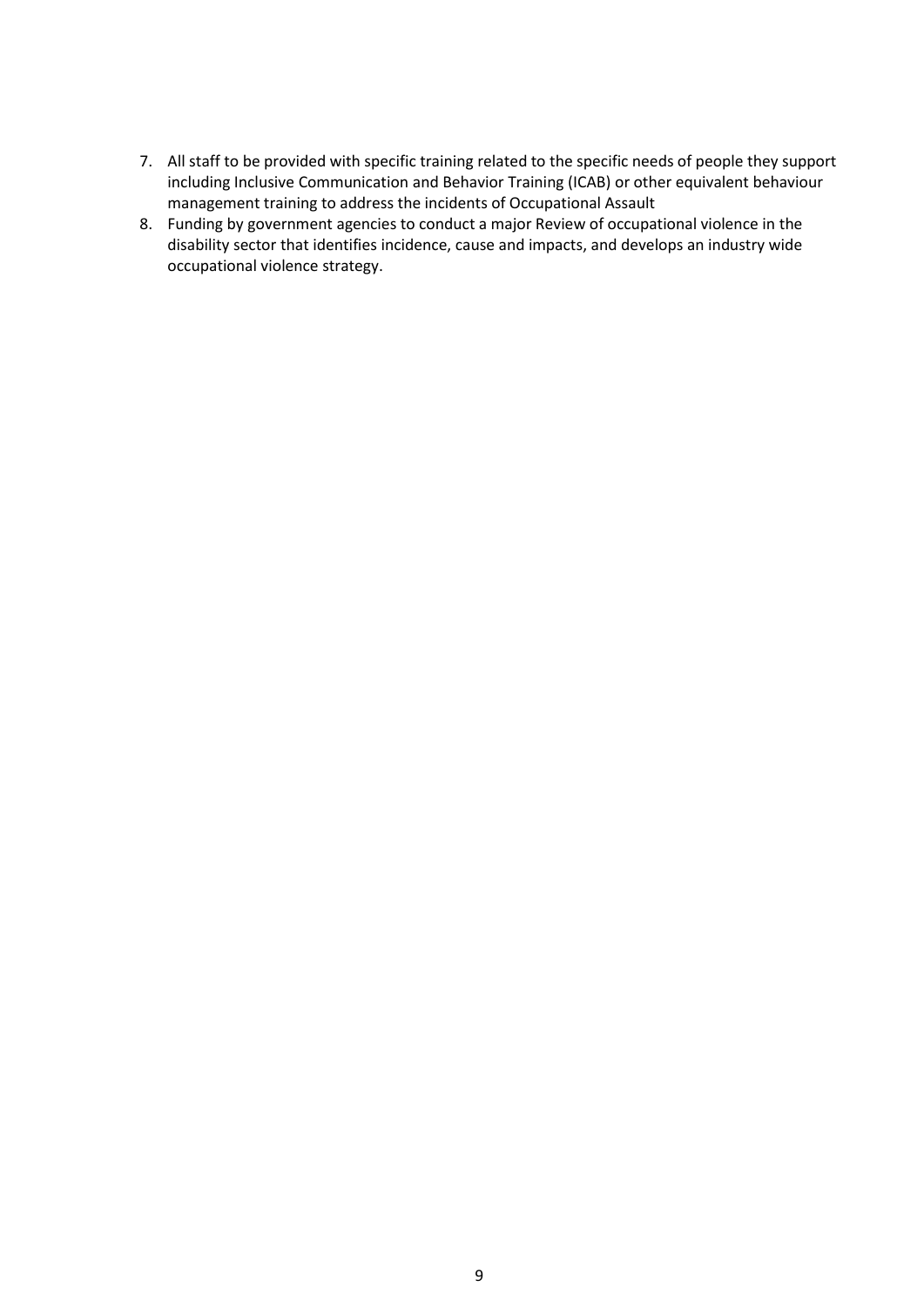7. All staff to be provided with specific training related to the specific needs of people they support including Inclusive Communication and Behavior Training (ICAB) or other equivalent behaviour management training to address the incidents of Occupational Assault
8. Funding by government agencies to conduct a major Review of occupational violence in the disability sector that identifies incidence, cause and impacts, and develops an industry wide occupational violence strategy.